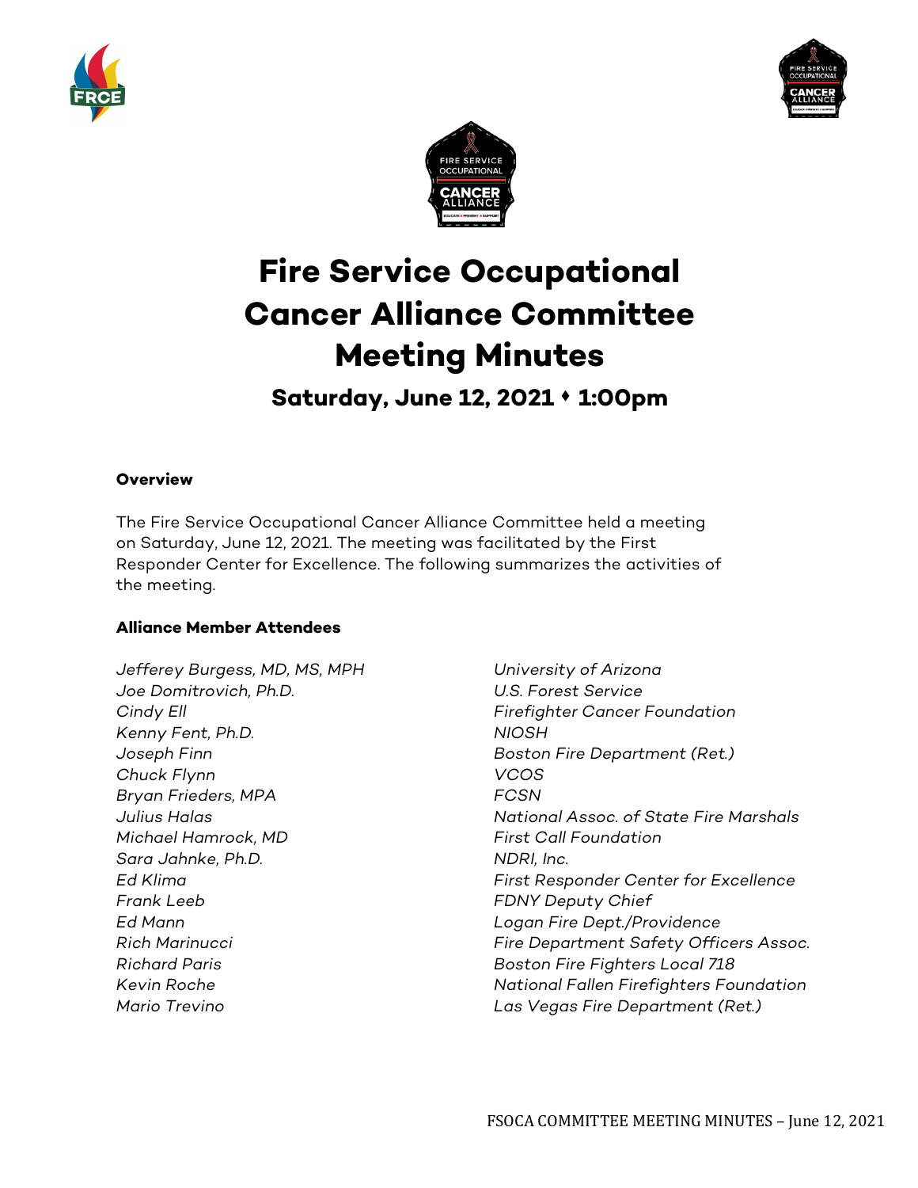# Fire Service Occupational Cancer Alliance Committee Meeting Minutes

## Saturday, June 12, 2021 • 1:00pm

**Overview**

The Fire Service Occupational Cancer Alliance Committee held a meeting on Saturday, June 12, 2021. The meeting was facilitated by the First Responder Center for Excellence. The following summarizes the activities of the meeting.

**Alliance Member Attendees**

| | |
|---|---|
| *Jefferey Burgess, MD, MS, MPH* | *University of Arizona* |
| *Joe Domitrovich, Ph.D.* | *U.S. Forest Service* |
| *Cindy Ell* | *Firefighter Cancer Foundation* |
| *Kenny Fent, Ph.D.* | *NIOSH* |
| *Joseph Finn* | *Boston Fire Department (Ret.)* |
| *Chuck Flynn* | *VCOS* |
| *Bryan Frieders, MPA* | *FCSN* |
| *Julius Halas* | *National Assoc. of State Fire Marshals* |
| *Michael Hamrock, MD* | *First Call Foundation* |
| *Sara Jahnke, Ph.D.* | *NDRI, Inc.* |
| *Ed Klima* | *First Responder Center for Excellence* |
| *Frank Leeb* | *FDNY Deputy Chief* |
| *Ed Mann* | *Logan Fire Dept./Providence* |
| *Rich Marinucci* | *Fire Department Safety Officers Assoc.* |
| *Richard Paris* | *Boston Fire Fighters Local 718* |
| *Kevin Roche* | *National Fallen Firefighters Foundation* |
| *Mario Trevino* | *Las Vegas Fire Department (Ret.)* |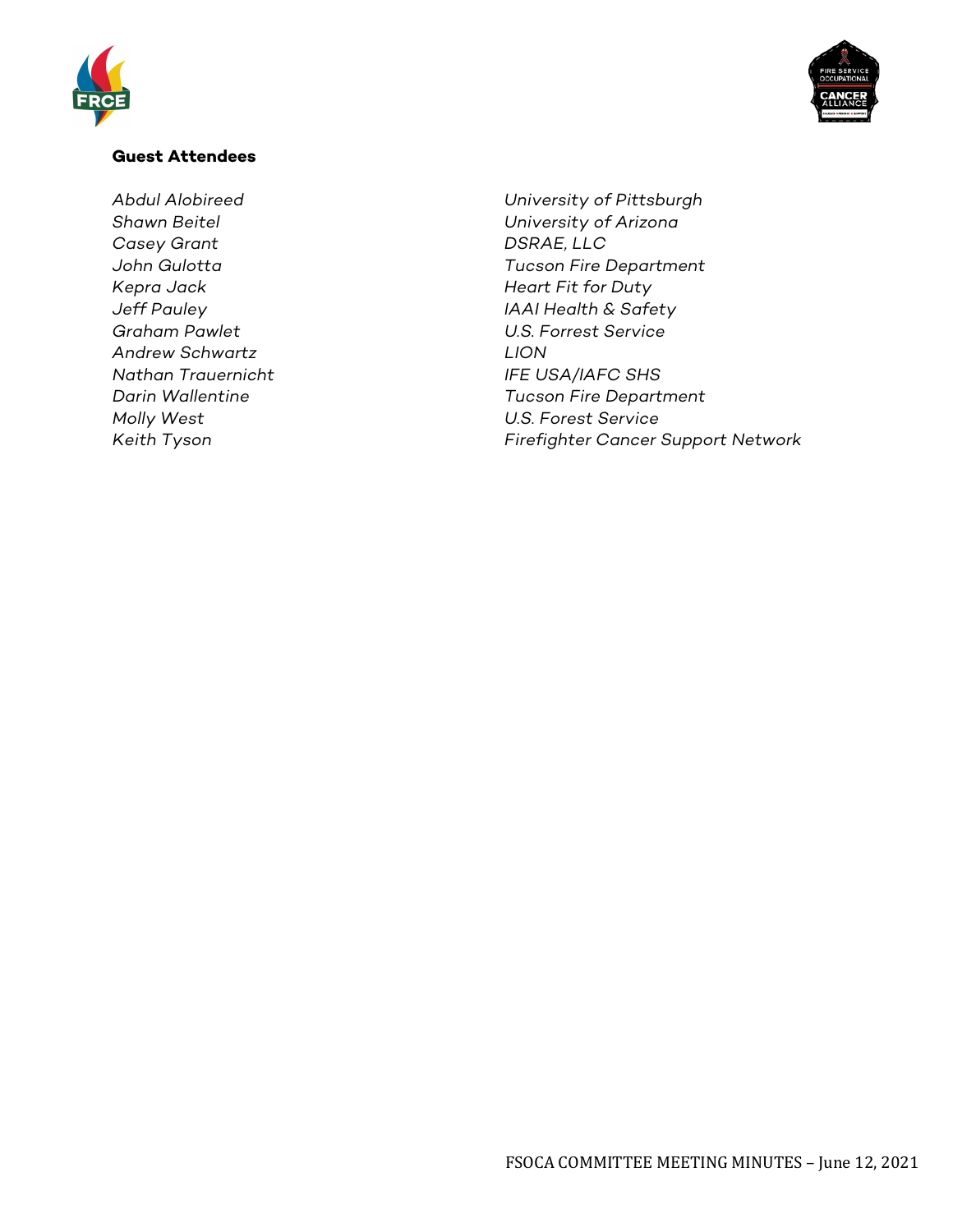**Guest Attendees**

| | |
|---|---|
| *Abdul Alobireed* | *University of Pittsburgh* |
| *Shawn Beitel* | *University of Arizona* |
| *Casey Grant* | *DSRAE, LLC* |
| *John Gulotta* | *Tucson Fire Department* |
| *Kepra Jack* | *Heart Fit for Duty* |
| *Jeff Pauley* | *IAAI Health & Safety* |
| *Graham Pawlet* | *U.S. Forrest Service* |
| *Andrew Schwartz* | *LION* |
| *Nathan Trauernicht* | *IFE USA/IAFC SHS* |
| *Darin Wallentine* | *Tucson Fire Department* |
| *Molly West* | *U.S. Forest Service* |
| *Keith Tyson* | *Firefighter Cancer Support Network* |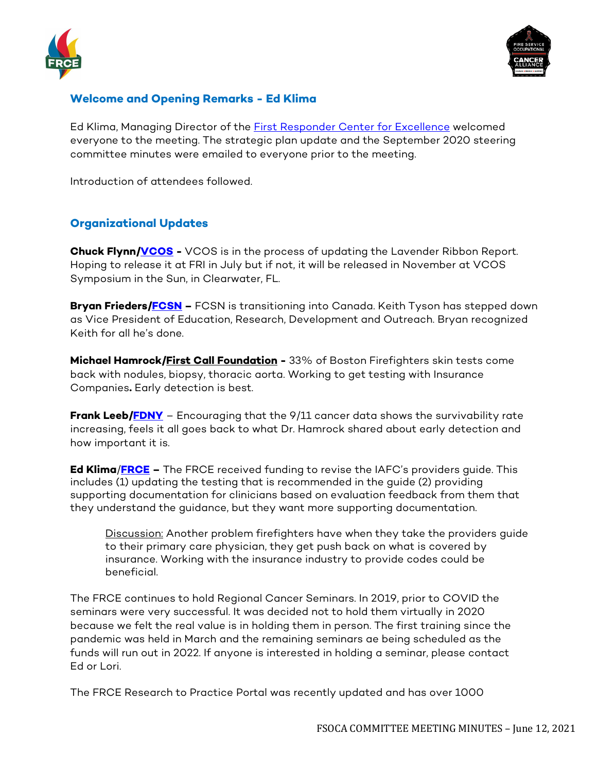## Welcome and Opening Remarks - Ed Klima

Ed Klima, Managing Director of the First Responder Center for Excellence welcomed everyone to the meeting. The strategic plan update and the September 2020 steering committee minutes were emailed to everyone prior to the meeting.

Introduction of attendees followed.

## Organizational Updates

**Chuck Flynn/VCOS -** VCOS is in the process of updating the Lavender Ribbon Report. Hoping to release it at FRI in July but if not, it will be released in November at VCOS Symposium in the Sun, in Clearwater, FL.

**Bryan Frieders/FCSN –** FCSN is transitioning into Canada. Keith Tyson has stepped down as Vice President of Education, Research, Development and Outreach. Bryan recognized Keith for all he's done.

**Michael Hamrock/First Call Foundation -** 33% of Boston Firefighters skin tests come back with nodules, biopsy, thoracic aorta. Working to get testing with Insurance Companies**.** Early detection is best.

**Frank Leeb/FDNY** – Encouraging that the 9/11 cancer data shows the survivability rate increasing, feels it all goes back to what Dr. Hamrock shared about early detection and how important it is.

**Ed Klima/FRCE –** The FRCE received funding to revise the IAFC's providers guide. This includes (1) updating the testing that is recommended in the guide (2) providing supporting documentation for clinicians based on evaluation feedback from them that they understand the guidance, but they want more supporting documentation.

> Discussion: Another problem firefighters have when they take the providers guide to their primary care physician, they get push back on what is covered by insurance. Working with the insurance industry to provide codes could be beneficial.

The FRCE continues to hold Regional Cancer Seminars. In 2019, prior to COVID the seminars were very successful. It was decided not to hold them virtually in 2020 because we felt the real value is in holding them in person. The first training since the pandemic was held in March and the remaining seminars ae being scheduled as the funds will run out in 2022. If anyone is interested in holding a seminar, please contact Ed or Lori.

The FRCE Research to Practice Portal was recently updated and has over 1000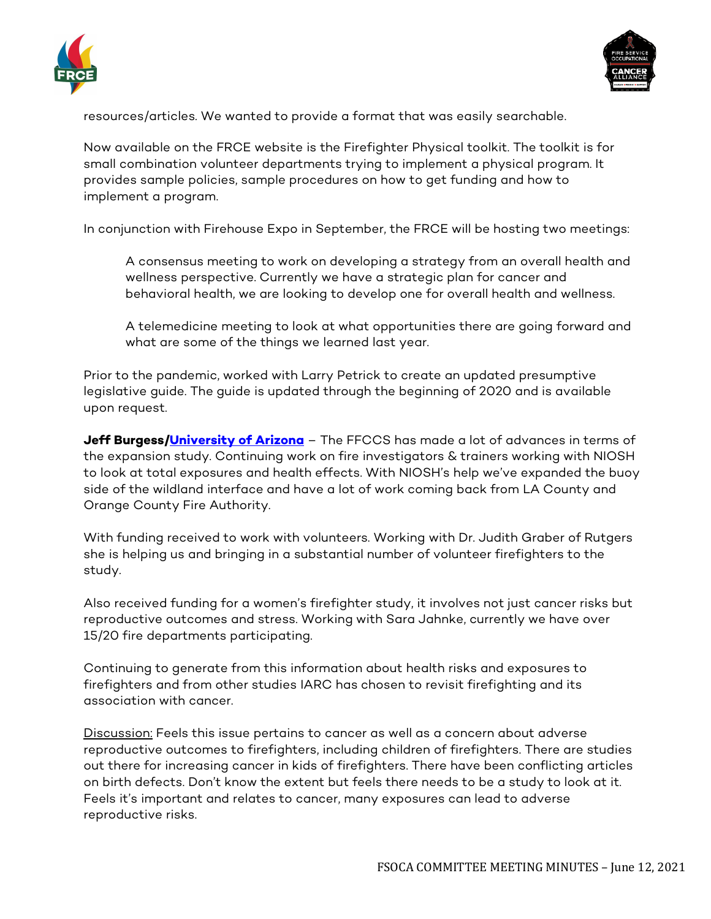resources/articles. We wanted to provide a format that was easily searchable.

Now available on the FRCE website is the Firefighter Physical toolkit. The toolkit is for small combination volunteer departments trying to implement a physical program. It provides sample policies, sample procedures on how to get funding and how to implement a program.

In conjunction with Firehouse Expo in September, the FRCE will be hosting two meetings:

> A consensus meeting to work on developing a strategy from an overall health and wellness perspective. Currently we have a strategic plan for cancer and behavioral health, we are looking to develop one for overall health and wellness.
>
> A telemedicine meeting to look at what opportunities there are going forward and what are some of the things we learned last year.

Prior to the pandemic, worked with Larry Petrick to create an updated presumptive legislative guide. The guide is updated through the beginning of 2020 and is available upon request.

**Jeff Burgess/University of Arizona** – The FFCCS has made a lot of advances in terms of the expansion study. Continuing work on fire investigators & trainers working with NIOSH to look at total exposures and health effects. With NIOSH's help we've expanded the buoy side of the wildland interface and have a lot of work coming back from LA County and Orange County Fire Authority.

With funding received to work with volunteers. Working with Dr. Judith Graber of Rutgers she is helping us and bringing in a substantial number of volunteer firefighters to the study.

Also received funding for a women's firefighter study, it involves not just cancer risks but reproductive outcomes and stress. Working with Sara Jahnke, currently we have over 15/20 fire departments participating.

Continuing to generate from this information about health risks and exposures to firefighters and from other studies IARC has chosen to revisit firefighting and its association with cancer.

Discussion: Feels this issue pertains to cancer as well as a concern about adverse reproductive outcomes to firefighters, including children of firefighters. There are studies out there for increasing cancer in kids of firefighters. There have been conflicting articles on birth defects. Don't know the extent but feels there needs to be a study to look at it. Feels it's important and relates to cancer, many exposures can lead to adverse reproductive risks.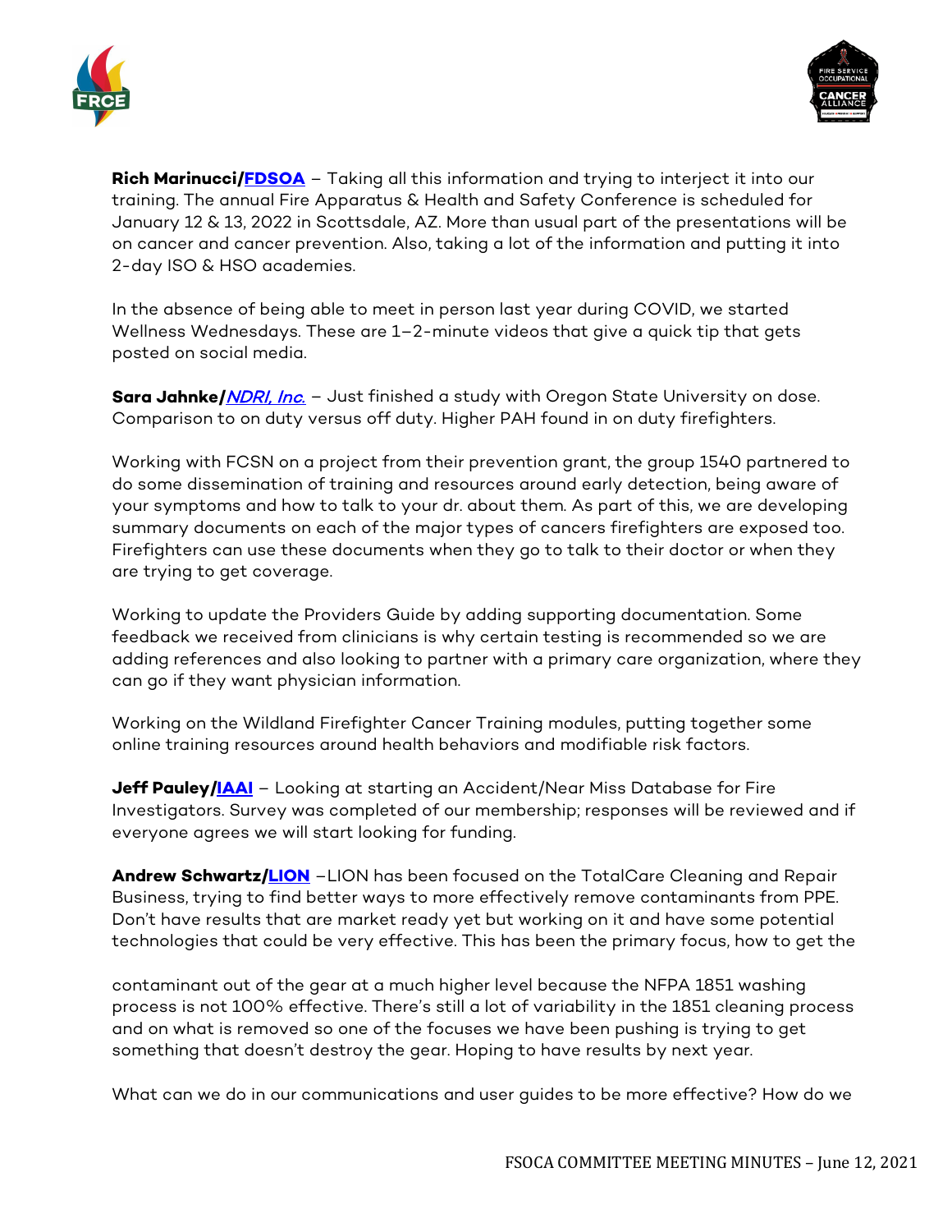**Rich Marinucci/FDSOA** – Taking all this information and trying to interject it into our training. The annual Fire Apparatus & Health and Safety Conference is scheduled for January 12 & 13, 2022 in Scottsdale, AZ. More than usual part of the presentations will be on cancer and cancer prevention. Also, taking a lot of the information and putting it into 2-day ISO & HSO academies.

In the absence of being able to meet in person last year during COVID, we started Wellness Wednesdays. These are 1–2-minute videos that give a quick tip that gets posted on social media.

**Sara Jahnke/*NDRI, Inc.*** – Just finished a study with Oregon State University on dose. Comparison to on duty versus off duty. Higher PAH found in on duty firefighters.

Working with FCSN on a project from their prevention grant, the group 1540 partnered to do some dissemination of training and resources around early detection, being aware of your symptoms and how to talk to your dr. about them. As part of this, we are developing summary documents on each of the major types of cancers firefighters are exposed too. Firefighters can use these documents when they go to talk to their doctor or when they are trying to get coverage.

Working to update the Providers Guide by adding supporting documentation. Some feedback we received from clinicians is why certain testing is recommended so we are adding references and also looking to partner with a primary care organization, where they can go if they want physician information.

Working on the Wildland Firefighter Cancer Training modules, putting together some online training resources around health behaviors and modifiable risk factors.

**Jeff Pauley/IAAI** – Looking at starting an Accident/Near Miss Database for Fire Investigators. Survey was completed of our membership; responses will be reviewed and if everyone agrees we will start looking for funding.

**Andrew Schwartz/LION** –LION has been focused on the TotalCare Cleaning and Repair Business, trying to find better ways to more effectively remove contaminants from PPE. Don't have results that are market ready yet but working on it and have some potential technologies that could be very effective. This has been the primary focus, how to get the contaminant out of the gear at a much higher level because the NFPA 1851 washing process is not 100% effective. There's still a lot of variability in the 1851 cleaning process and on what is removed so one of the focuses we have been pushing is trying to get something that doesn't destroy the gear. Hoping to have results by next year.

What can we do in our communications and user guides to be more effective? How do we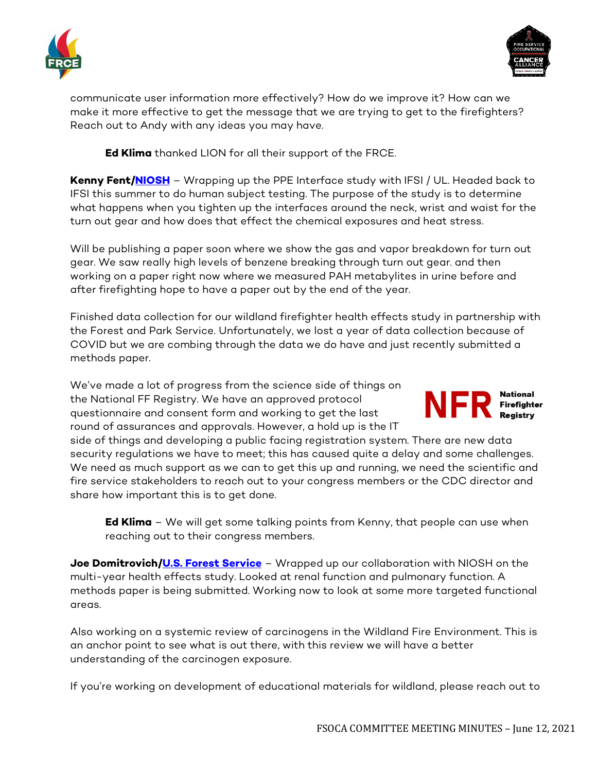communicate user information more effectively? How do we improve it? How can we make it more effective to get the message that we are trying to get to the firefighters? Reach out to Andy with any ideas you may have.

> **Ed Klima** thanked LION for all their support of the FRCE.

**Kenny Fent/NIOSH** – Wrapping up the PPE Interface study with IFSI / UL. Headed back to IFSI this summer to do human subject testing. The purpose of the study is to determine what happens when you tighten up the interfaces around the neck, wrist and waist for the turn out gear and how does that effect the chemical exposures and heat stress.

Will be publishing a paper soon where we show the gas and vapor breakdown for turn out gear. We saw really high levels of benzene breaking through turn out gear. and then working on a paper right now where we measured PAH metabylites in urine before and after firefighting hope to have a paper out by the end of the year.

Finished data collection for our wildland firefighter health effects study in partnership with the Forest and Park Service. Unfortunately, we lost a year of data collection because of COVID but we are combing through the data we do have and just recently submitted a methods paper.

We've made a lot of progress from the science side of things on the National FF Registry. We have an approved protocol questionnaire and consent form and working to get the last round of assurances and approvals. However, a hold up is the IT side of things and developing a public facing registration system. There are new data security regulations we have to meet; this has caused quite a delay and some challenges. We need as much support as we can to get this up and running, we need the scientific and fire service stakeholders to reach out to your congress members or the CDC director and share how important this is to get done.

> **Ed Klima** – We will get some talking points from Kenny, that people can use when reaching out to their congress members.

**Joe Domitrovich/U.S. Forest Service** – Wrapped up our collaboration with NIOSH on the multi-year health effects study. Looked at renal function and pulmonary function. A methods paper is being submitted. Working now to look at some more targeted functional areas.

Also working on a systemic review of carcinogens in the Wildland Fire Environment. This is an anchor point to see what is out there, with this review we will have a better understanding of the carcinogen exposure.

If you're working on development of educational materials for wildland, please reach out to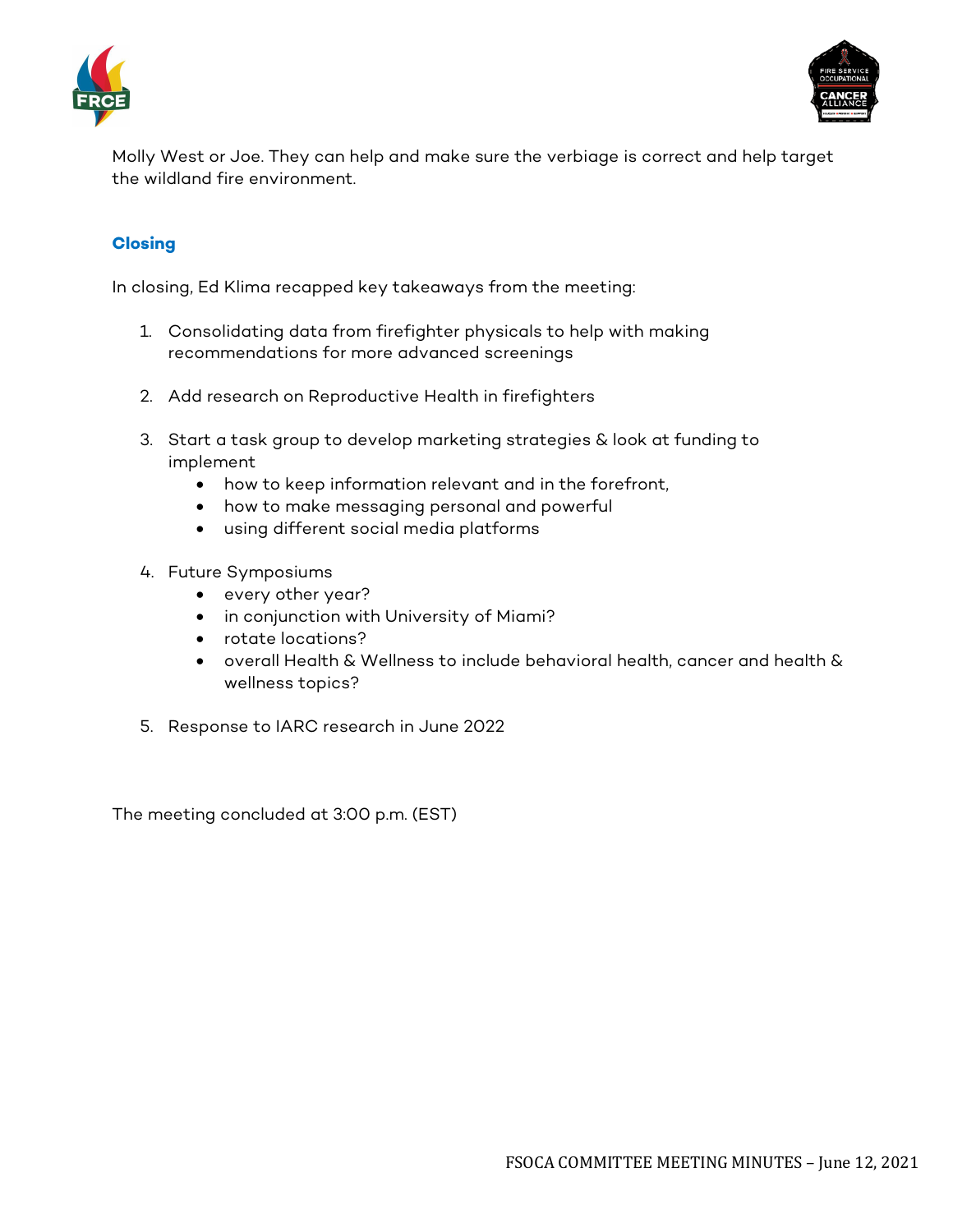Molly West or Joe. They can help and make sure the verbiage is correct and help target the wildland fire environment.

## Closing

In closing, Ed Klima recapped key takeaways from the meeting:

1. Consolidating data from firefighter physicals to help with making recommendations for more advanced screenings

2. Add research on Reproductive Health in firefighters

3. Start a task group to develop marketing strategies & look at funding to implement
   - how to keep information relevant and in the forefront,
   - how to make messaging personal and powerful
   - using different social media platforms

4. Future Symposiums
   - every other year?
   - in conjunction with University of Miami?
   - rotate locations?
   - overall Health & Wellness to include behavioral health, cancer and health & wellness topics?

5. Response to IARC research in June 2022

The meeting concluded at 3:00 p.m. (EST)